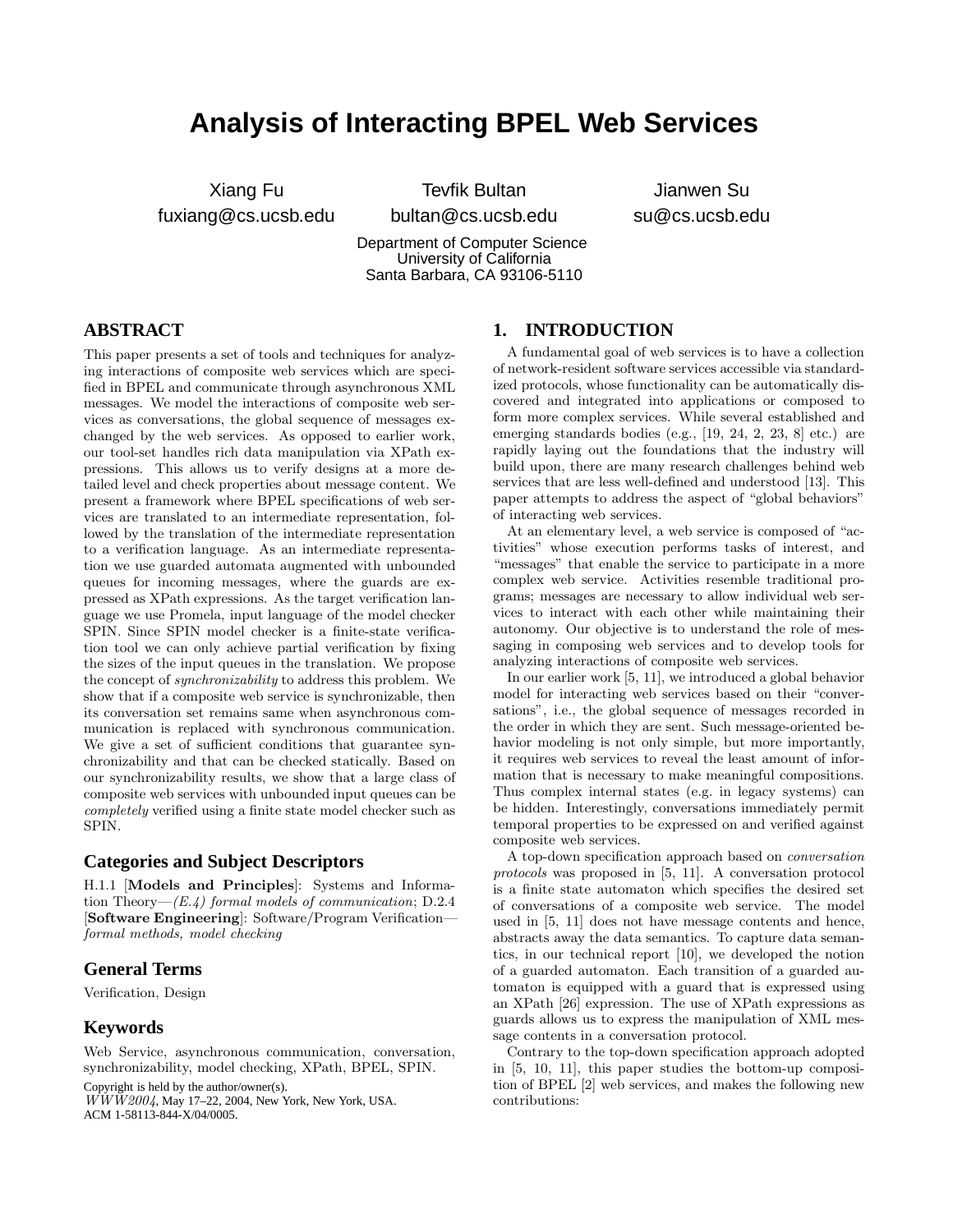# Analysis of Interacting BPEL Web Services

Xiang Fu
fuxiang@cs.ucsb.edu

Tevfik Bultan
bultan@cs.ucsb.edu

Jianwen Su
su@cs.ucsb.edu

Department of Computer Science
University of California
Santa Barbara, CA 93106-5110

## ABSTRACT

This paper presents a set of tools and techniques for analyzing interactions of composite web services which are specified in BPEL and communicate through asynchronous XML messages. We model the interactions of composite web services as conversations, the global sequence of messages exchanged by the web services. As opposed to earlier work, our tool-set handles rich data manipulation via XPath expressions. This allows us to verify designs at a more detailed level and check properties about message content. We present a framework where BPEL specifications of web services are translated to an intermediate representation, followed by the translation of the intermediate representation to a verification language. As an intermediate representation we use guarded automata augmented with unbounded queues for incoming messages, where the guards are expressed as XPath expressions. As the target verification language we use Promela, input language of the model checker SPIN. Since SPIN model checker is a finite-state verification tool we can only achieve partial verification by fixing the sizes of the input queues in the translation. We propose the concept of *synchronizability* to address this problem. We show that if a composite web service is synchronizable, then its conversation set remains same when asynchronous communication is replaced with synchronous communication. We give a set of sufficient conditions that guarantee synchronizability and that can be checked statically. Based on our synchronizability results, we show that a large class of composite web services with unbounded input queues can be *completely* verified using a finite state model checker such as SPIN.

### Categories and Subject Descriptors

H.1.1 [**Models and Principles**]: Systems and Information Theory—*(E.4) formal models of communication*; D.2.4 [**Software Engineering**]: Software/Program Verification—*formal methods, model checking*

### General Terms

Verification, Design

### Keywords

Web Service, asynchronous communication, conversation, synchronizability, model checking, XPath, BPEL, SPIN.

Copyright is held by the author/owner(s).
*WWW2004*, May 17–22, 2004, New York, New York, USA.
ACM 1-58113-844-X/04/0005.

## 1. INTRODUCTION

A fundamental goal of web services is to have a collection of network-resident software services accessible via standardized protocols, whose functionality can be automatically discovered and integrated into applications or composed to form more complex services. While several established and emerging standards bodies (e.g., [19, 24, 2, 23, 8] etc.) are rapidly laying out the foundations that the industry will build upon, there are many research challenges behind web services that are less well-defined and understood [13]. This paper attempts to address the aspect of "global behaviors" of interacting web services.

At an elementary level, a web service is composed of "activities" whose execution performs tasks of interest, and "messages" that enable the service to participate in a more complex web service. Activities resemble traditional programs; messages are necessary to allow individual web services to interact with each other while maintaining their autonomy. Our objective is to understand the role of messaging in composing web services and to develop tools for analyzing interactions of composite web services.

In our earlier work [5, 11], we introduced a global behavior model for interacting web services based on their "conversations", i.e., the global sequence of messages recorded in the order in which they are sent. Such message-oriented behavior modeling is not only simple, but more importantly, it requires web services to reveal the least amount of information that is necessary to make meaningful compositions. Thus complex internal states (e.g. in legacy systems) can be hidden. Interestingly, conversations immediately permit temporal properties to be expressed on and verified against composite web services.

A top-down specification approach based on *conversation protocols* was proposed in [5, 11]. A conversation protocol is a finite state automaton which specifies the desired set of conversations of a composite web service. The model used in [5, 11] does not have message contents and hence, abstracts away the data semantics. To capture data semantics, in our technical report [10], we developed the notion of a guarded automaton. Each transition of a guarded automaton is equipped with a guard that is expressed using an XPath [26] expression. The use of XPath expressions as guards allows us to express the manipulation of XML message contents in a conversation protocol.

Contrary to the top-down specification approach adopted in [5, 10, 11], this paper studies the bottom-up composition of BPEL [2] web services, and makes the following new contributions: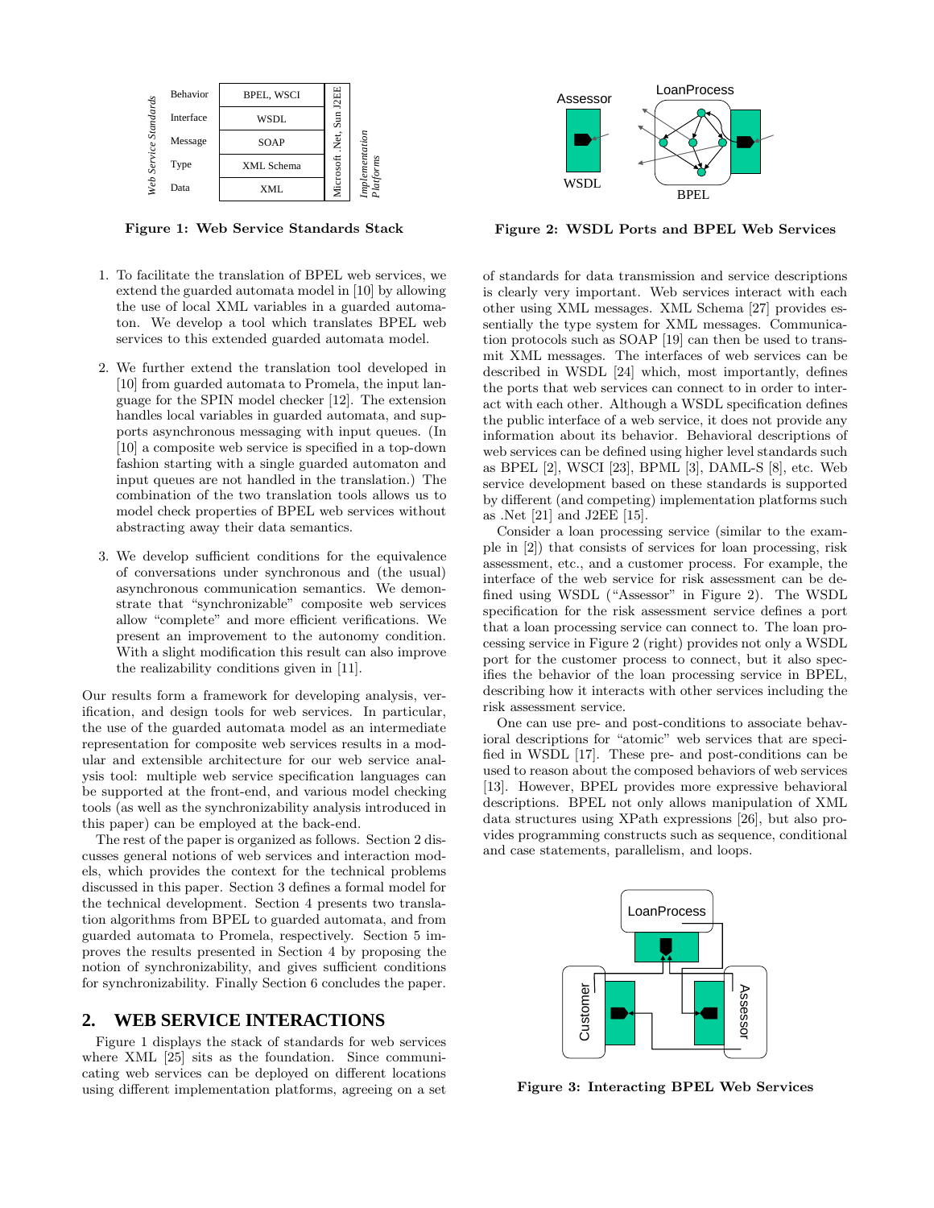Figure 1: Web Service Standards Stack

Figure 2: WSDL Ports and BPEL Web Services

1. To facilitate the translation of BPEL web services, we extend the guarded automata model in [10] by allowing the use of local XML variables in a guarded automaton. We develop a tool which translates BPEL web services to this extended guarded automata model.

2. We further extend the translation tool developed in [10] from guarded automata to Promela, the input language for the SPIN model checker [12]. The extension handles local variables in guarded automata, and supports asynchronous messaging with input queues. (In [10] a composite web service is specified in a top-down fashion starting with a single guarded automaton and input queues are not handled in the translation.) The combination of the two translation tools allows us to model check properties of BPEL web services without abstracting away their data semantics.

3. We develop sufficient conditions for the equivalence of conversations under synchronous and (the usual) asynchronous communication semantics. We demonstrate that "synchronizable" composite web services allow "complete" and more efficient verifications. We present an improvement to the autonomy condition. With a slight modification this result can also improve the realizability conditions given in [11].

Our results form a framework for developing analysis, verification, and design tools for web services. In particular, the use of the guarded automata model as an intermediate representation for composite web services results in a modular and extensible architecture for our web service analysis tool: multiple web service specification languages can be supported at the front-end, and various model checking tools (as well as the synchronizability analysis introduced in this paper) can be employed at the back-end.

The rest of the paper is organized as follows. Section 2 discusses general notions of web services and interaction models, which provides the context for the technical problems discussed in this paper. Section 3 defines a formal model for the technical development. Section 4 presents two translation algorithms from BPEL to guarded automata, and from guarded automata to Promela, respectively. Section 5 improves the results presented in Section 4 by proposing the notion of synchronizability, and gives sufficient conditions for synchronizability. Finally Section 6 concludes the paper.

## 2. WEB SERVICE INTERACTIONS

Figure 1 displays the stack of standards for web services where XML [25] sits as the foundation. Since communicating web services can be deployed on different locations using different implementation platforms, agreeing on a set of standards for data transmission and service descriptions is clearly very important. Web services interact with each other using XML messages. XML Schema [27] provides essentially the type system for XML messages. Communication protocols such as SOAP [19] can then be used to transmit XML messages. The interfaces of web services can be described in WSDL [24] which, most importantly, defines the ports that web services can connect to in order to interact with each other. Although a WSDL specification defines the public interface of a web service, it does not provide any information about its behavior. Behavioral descriptions of web services can be defined using higher level standards such as BPEL [2], WSCI [23], BPML [3], DAML-S [8], etc. Web service development based on these standards is supported by different (and competing) implementation platforms such as .Net [21] and J2EE [15].

Consider a loan processing service (similar to the example in [2]) that consists of services for loan processing, risk assessment, etc., and a customer process. For example, the interface of the web service for risk assessment can be defined using WSDL ("Assessor" in Figure 2). The WSDL specification for the risk assessment service defines a port that a loan processing service can connect to. The loan processing service in Figure 2 (right) provides not only a WSDL port for the customer process to connect, but it also specifies the behavior of the loan processing service in BPEL, describing how it interacts with other services including the risk assessment service.

One can use pre- and post-conditions to associate behavioral descriptions for "atomic" web services that are specified in WSDL [17]. These pre- and post-conditions can be used to reason about the composed behaviors of web services [13]. However, BPEL provides more expressive behavioral descriptions. BPEL not only allows manipulation of XML data structures using XPath expressions [26], but also provides programming constructs such as sequence, conditional and case statements, parallelism, and loops.

Figure 3: Interacting BPEL Web Services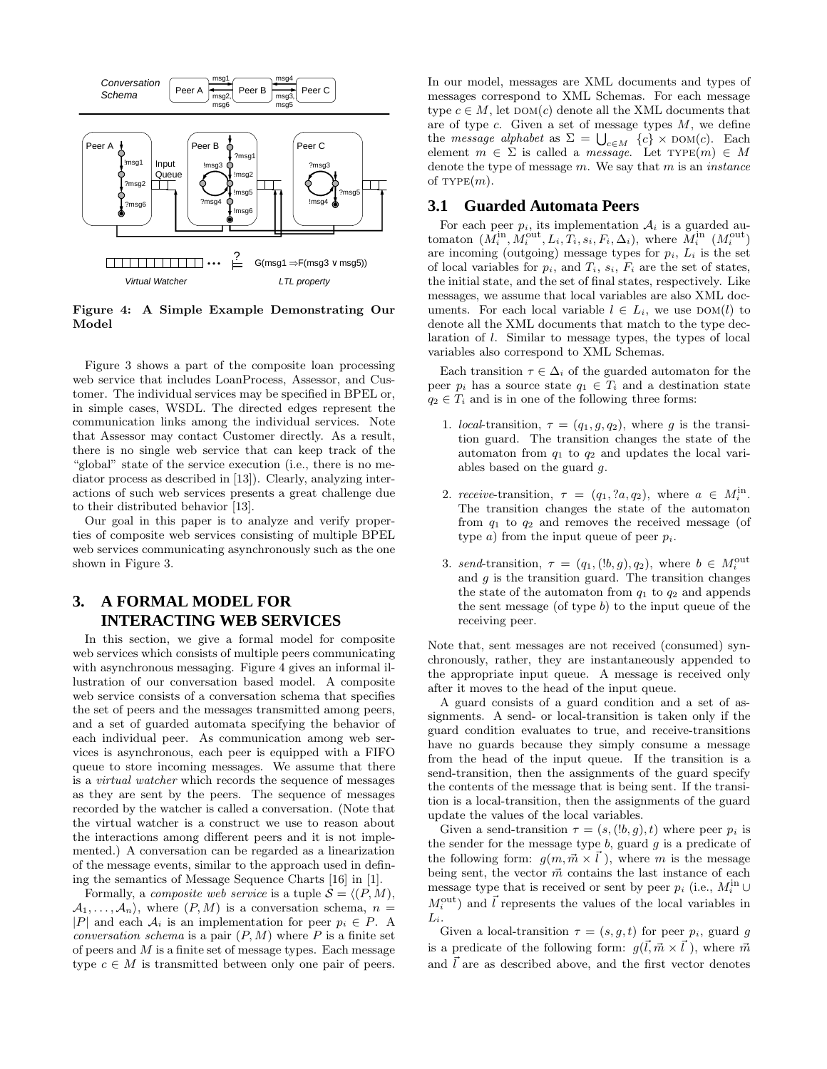Figure 4: A Simple Example Demonstrating Our Model

Figure 3 shows a part of the composite loan processing web service that includes LoanProcess, Assessor, and Customer. The individual services may be specified in BPEL or, in simple cases, WSDL. The directed edges represent the communication links among the individual services. Note that Assessor may contact Customer directly. As a result, there is no single web service that can keep track of the "global" state of the service execution (i.e., there is no mediator process as described in [13]). Clearly, analyzing interactions of such web services presents a great challenge due to their distributed behavior [13].

Our goal in this paper is to analyze and verify properties of composite web services consisting of multiple BPEL web services communicating asynchronously such as the one shown in Figure 3.

## 3. A FORMAL MODEL FOR INTERACTING WEB SERVICES

In this section, we give a formal model for composite web services which consists of multiple peers communicating with asynchronous messaging. Figure 4 gives an informal illustration of our conversation based model. A composite web service consists of a conversation schema that specifies the set of peers and the messages transmitted among peers, and a set of guarded automata specifying the behavior of each individual peer. As communication among web services is asynchronous, each peer is equipped with a FIFO queue to store incoming messages. We assume that there is a *virtual watcher* which records the sequence of messages as they are sent by the peers. The sequence of messages recorded by the watcher is called a conversation. (Note that the virtual watcher is a construct we use to reason about the interactions among different peers and it is not implemented.) A conversation can be regarded as a linearization of the message events, similar to the approach used in defining the semantics of Message Sequence Charts [16] in [1].

Formally, a *composite web service* is a tuple $\mathcal{S} = \langle (P, M), \mathcal{A}_1, \ldots, \mathcal{A}_n \rangle$, where $(P, M)$ is a conversation schema, $n = |P|$ and each $\mathcal{A}_i$ is an implementation for peer $p_i \in P$. A *conversation schema* is a pair $(P, M)$ where $P$ is a finite set of peers and $M$ is a finite set of message types. Each message type $c \in M$ is transmitted between only one pair of peers. In our model, messages are XML documents and types of messages correspond to XML Schemas. For each message type $c \in M$, let $\text{DOM}(c)$ denote all the XML documents that are of type $c$. Given a set of message types $M$, we define the *message alphabet* as $\Sigma = \bigcup_{c \in M} \{c\} \times \text{DOM}(c)$. Each element $m \in \Sigma$ is called a *message*. Let $\text{TYPE}(m) \in M$ denote the type of message $m$. We say that $m$ is an *instance* of $\text{TYPE}(m)$.

### 3.1 Guarded Automata Peers

For each peer $p_i$, its implementation $\mathcal{A}_i$ is a guarded automaton $(M_i^{\text{in}}, M_i^{\text{out}}, L_i, T_i, s_i, F_i, \Delta_i)$, where $M_i^{\text{in}}$ ($M_i^{\text{out}}$) are incoming (outgoing) message types for $p_i$, $L_i$ is the set of local variables for $p_i$, and $T_i$, $s_i$, $F_i$ are the set of states, the initial state, and the set of final states, respectively. Like messages, we assume that local variables are also XML documents. For each local variable $l \in L_i$, we use $\text{DOM}(l)$ to denote all the XML documents that match to the type declaration of $l$. Similar to message types, the types of local variables also correspond to XML Schemas.

Each transition $\tau \in \Delta_i$ of the guarded automaton for the peer $p_i$ has a source state $q_1 \in T_i$ and a destination state $q_2 \in T_i$ and is in one of the following three forms:

1. *local*-transition, $\tau = (q_1, g, q_2)$, where $g$ is the transition guard. The transition changes the state of the automaton from $q_1$ to $q_2$ and updates the local variables based on the guard $g$.
2. *receive*-transition, $\tau = (q_1, ?a, q_2)$, where $a \in M_i^{\text{in}}$. The transition changes the state of the automaton from $q_1$ to $q_2$ and removes the received message (of type $a$) from the input queue of peer $p_i$.
3. *send*-transition, $\tau = (q_1, (!b, g), q_2)$, where $b \in M_i^{\text{out}}$ and $g$ is the transition guard. The transition changes the state of the automaton from $q_1$ to $q_2$ and appends the sent message (of type $b$) to the input queue of the receiving peer.

Note that, sent messages are not received (consumed) synchronously, rather, they are instantaneously appended to the appropriate input queue. A message is received only after it moves to the head of the input queue.

A guard consists of a guard condition and a set of assignments. A send- or local-transition is taken only if the guard condition evaluates to true, and receive-transitions have no guards because they simply consume a message from the head of the input queue. If the transition is a send-transition, then the assignments of the guard specify the contents of the message that is being sent. If the transition is a local-transition, then the assignments of the guard update the values of the local variables.

Given a send-transition $\tau = (s, (!b, g), t)$ where peer $p_i$ is the sender for the message type $b$, guard $g$ is a predicate of the following form: $g(m, \vec{m} \times \vec{l}\,)$, where $m$ is the message being sent, the vector $\vec{m}$ contains the last instance of each message type that is received or sent by peer $p_i$ (i.e., $M_i^{\text{in}} \cup M_i^{\text{out}}$) and $\vec{l}$ represents the values of the local variables in $L_i$.

Given a local-transition $\tau = (s, g, t)$ for peer $p_i$, guard $g$ is a predicate of the following form: $g(\vec{l}, \vec{m} \times \vec{l}\,)$, where $\vec{m}$ and $\vec{l}$ are as described above, and the first vector denotes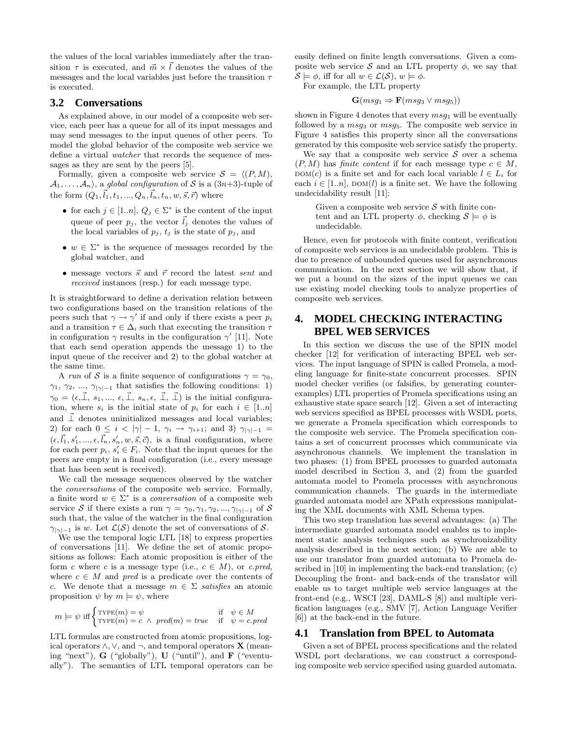the values of the local variables immediately after the transition $\tau$ is executed, and $\vec{m} \times \vec{l}$ denotes the values of the messages and the local variables just before the transition $\tau$ is executed.

### 3.2 Conversations

As explained above, in our model of a composite web service, each peer has a queue for all of its input messages and may send messages to the input queues of other peers. To model the global behavior of the composite web service we define a virtual *watcher* that records the sequence of messages as they are sent by the peers [5].

Formally, given a composite web service $\mathcal{S} = \langle (P, M), \mathcal{A}_1, \ldots, \mathcal{A}_n \rangle$, a *global configuration* of $\mathcal{S}$ is a $(3n+3)$-tuple of the form $(Q_1, \vec{l}_1, t_1, ..., Q_n, \vec{l}_n, t_n, w, \vec{s}, \vec{r})$ where

- for each $j \in [1..n]$, $Q_j \in \Sigma^*$ is the content of the input queue of peer $p_j$, the vector $\vec{l}_j$ denotes the values of the local variables of $p_j$, $t_j$ is the state of $p_j$, and
- $w \in \Sigma^*$ is the sequence of messages recorded by the global watcher, and
- message vectors $\vec{s}$ and $\vec{r}$ record the latest *sent* and *received* instances (resp.) for each message type.

It is straightforward to define a derivation relation between two configurations based on the transition relations of the peers such that $\gamma \rightarrow \gamma'$ if and only if there exists a peer $p_i$ and a transition $\tau \in \Delta_i$ such that executing the transition $\tau$ in configuration $\gamma$ results in the configuration $\gamma'$ [11]. Note that each send operation appends the message 1) to the input queue of the receiver and 2) to the global watcher at the same time.

A *run* of $\mathcal{S}$ is a finite sequence of configurations $\gamma = \gamma_0, \gamma_1, \gamma_2, ..., \gamma_{|\gamma|-1}$ that satisfies the following conditions: 1) $\gamma_0 = (\epsilon, \vec{\bot}, s_1, ..., \epsilon, \vec{\bot}, s_n, \epsilon, \vec{\bot}, \vec{\bot})$ is the initial configuration, where $s_i$ is the initial state of $p_i$ for each $i \in [1..n]$ and $\vec{\bot}$ denotes uninitialized messages and local variables; 2) for each $0 \leq i < |\gamma| - 1$, $\gamma_i \rightarrow \gamma_{i+1}$; and 3) $\gamma_{|\gamma|-1} = (\epsilon, \vec{l}_1, s'_1, ..., \epsilon, \vec{l}_n, s'_n, w, \vec{s}, \vec{c})$, is a final configuration, where for each peer $p_i$, $s'_i \in F_i$. Note that the input queues for the peers are empty in a final configuration (i.e., every message that has been sent is received).

We call the message sequences observed by the watcher the *conversations* of the composite web service. Formally, a finite word $w \in \Sigma^*$ is a *conversation* of a composite web service $\mathcal{S}$ if there exists a run $\gamma = \gamma_0, \gamma_1, \gamma_2, ..., \gamma_{|\gamma|-1}$ of $\mathcal{S}$ such that, the value of the watcher in the final configuration $\gamma_{|\gamma|-1}$ is $w$. Let $\mathcal{L}(\mathcal{S})$ denote the set of conversations of $\mathcal{S}$.

We use the temporal logic LTL [18] to express properties of conversations [11]. We define the set of atomic propositions as follows: Each atomic proposition is either of the form $c$ where $c$ is a message type (i.e., $c \in M$), or $c.pred$, where $c \in M$ and $pred$ is a predicate over the contents of $c$. We denote that a message $m \in \Sigma$ *satisfies* an atomic proposition $\psi$ by $m \models \psi$, where

$$m \models \psi \text{ iff} \begin{cases} \text{TYPE}(m) = \psi & \text{if} \quad \psi \in M \\ \text{TYPE}(m) = c \ \wedge \ pred(m) = true & \text{if} \quad \psi = c.pred \end{cases}$$

LTL formulas are constructed from atomic propositions, logical operators $\wedge, \vee$, and $\neg$, and temporal operators $\mathbf{X}$ (meaning "next"), $\mathbf{G}$ ("globally"), $\mathbf{U}$ ("until"), and $\mathbf{F}$ ("eventually"). The semantics of LTL temporal operators can be easily defined on finite length conversations. Given a composite web service $\mathcal{S}$ and an LTL property $\phi$, we say that $\mathcal{S} \models \phi$, iff for all $w \in \mathcal{L}(\mathcal{S})$, $w \models \phi$.

For example, the LTL property

$$\mathbf{G}(msg_1 \Rightarrow \mathbf{F}(msg_3 \vee msg_5))$$

shown in Figure 4 denotes that every $msg_1$ will be eventually followed by a $msg_3$ or $msg_5$. The composite web service in Figure 4 satisfies this property since all the conversations generated by this composite web service satisfy the property.

We say that a composite web service $\mathcal{S}$ over a schema $(P, M)$ has *finite content* if for each message type $c \in M$, $\text{DOM}(c)$ is a finite set and for each local variable $l \in L_i$ for each $i \in [1..n]$, $\text{DOM}(l)$ is a finite set. We have the following undecidability result [11]:

> Given a composite web service $\mathcal{S}$ with finite content and an LTL property $\phi$, checking $\mathcal{S} \models \phi$ is undecidable.

Hence, even for protocols with finite content, verification of composite web services is an undecidable problem. This is due to presence of unbounded queues used for asynchronous communication. In the next section we will show that, if we put a bound on the sizes of the input queues we can use existing model checking tools to analyze properties of composite web services.

## 4. MODEL CHECKING INTERACTING BPEL WEB SERVICES

In this section we discuss the use of the SPIN model checker [12] for verification of interacting BPEL web services. The input language of SPIN is called Promela, a modeling language for finite-state concurrent processes. SPIN model checker verifies (or falsifies, by generating counter-examples) LTL properties of Promela specifications using an exhaustive state space search [12]. Given a set of interacting web services specified as BPEL processes with WSDL ports, we generate a Promela specification which corresponds to the composite web service. The Promela specification contains a set of concurrent processes which communicate via asynchronous channels. We implement the translation in two phases: (1) from BPEL processes to guarded automata model described in Section 3, and (2) from the guarded automata model to Promela processes with asynchronous communication channels. The guards in the intermediate guarded automata model are XPath expressions manipulating the XML documents with XML Schema types.

This two step translation has several advantages: (a) The intermediate guarded automata model enables us to implement static analysis techniques such as synchronizability analysis described in the next section; (b) We are able to use our translator from guarded automata to Promela described in [10] in implementing the back-end translation; (c) Decoupling the front- and back-ends of the translator will enable us to target multiple web service languages at the front-end (e.g., WSCI [23], DAML-S [8]) and multiple verification languages (e.g., SMV [7], Action Language Verifier [6]) at the back-end in the future.

### 4.1 Translation from BPEL to Automata

Given a set of BPEL process specifications and the related WSDL port declarations, we can construct a corresponding composite web service specified using guarded automata.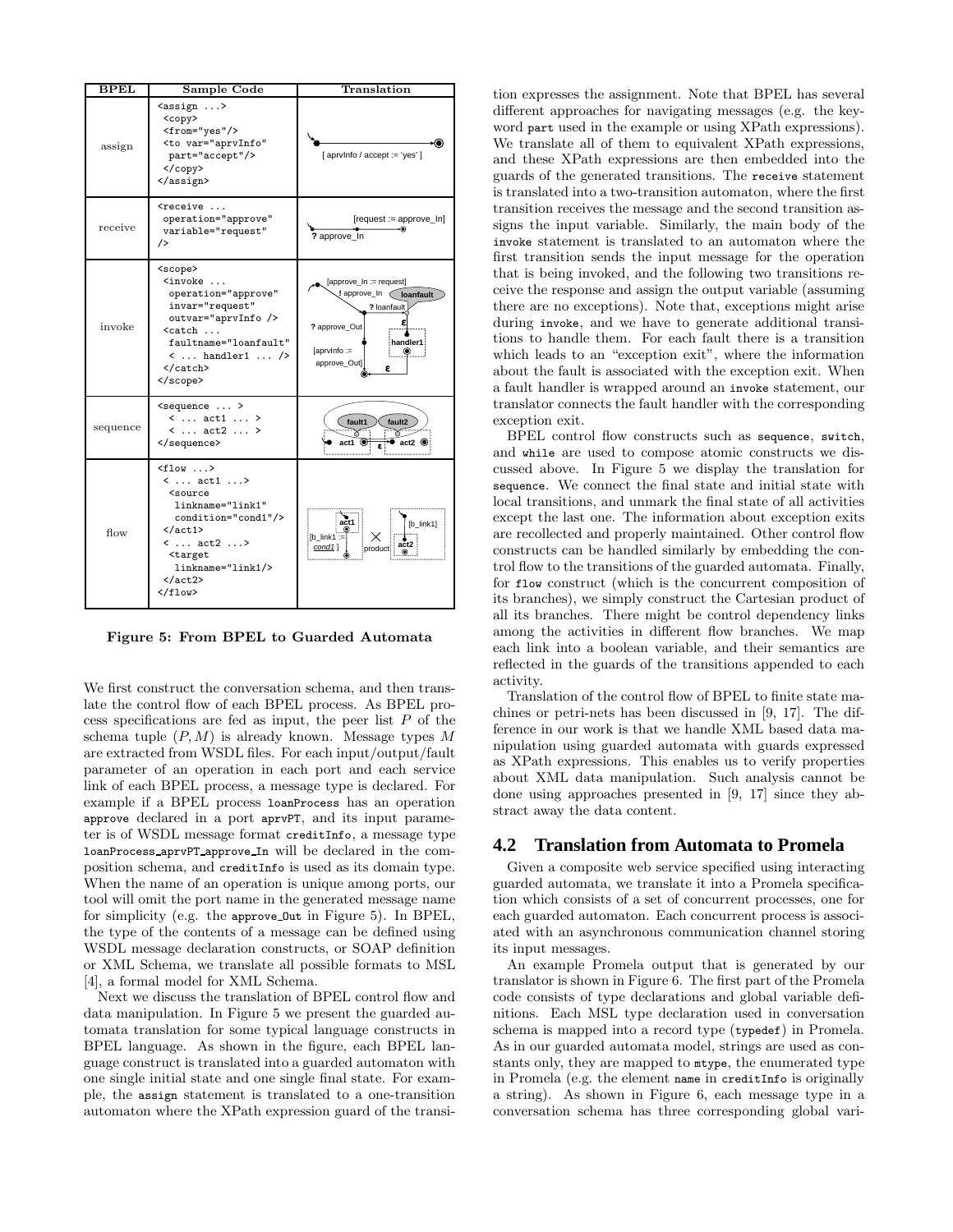| BPEL | Sample Code | Translation |
| --- | --- | --- |
| assign | `<assign ...> <copy> <from="yes"/> <to var="aprvInfo" part="accept"/> </copy> </assign>` | [ aprvInfo / accept := 'yes' ] |
| receive | `<receive ... operation="approve" variable="request" />` | ? approve_In [request := approve_In] |
| invoke | `<scope> <invoke ... operation="approve" invar="request" outvar="aprvInfo /> <catch ... faultname="loanfault" < ... handler1 ... /> </catch> </scope>` | [approve_In := request] ! approve_In loanfault ? loanfault ε ? approve_Out handler1 [aprvInfo := approve_Out] ε |
| sequence | `<sequence ... > < ... act1 ... > < ... act2 ... > </sequence>` | fault1 fault2 act1 ε act2 |
| flow | `<flow ...> < ... act1 ...> <source linkname="link1" condition="cond1"/> </act1> < ... act2 ...> <target linkname="link1/> </act2> </flow>` | act1 [b_link1 := cond1 ] × product [b_link1] act2 |

**Figure 5: From BPEL to Guarded Automata**

We first construct the conversation schema, and then translate the control flow of each BPEL process. As BPEL process specifications are fed as input, the peer list $P$ of the schema tuple $(P, M)$ is already known. Message types $M$ are extracted from WSDL files. For each input/output/fault parameter of an operation in each port and each service link of each BPEL process, a message type is declared. For example if a BPEL process `loanProcess` has an operation `approve` declared in a port `aprvPT`, and its input parameter is of WSDL message format `creditInfo`, a message type `loanProcess_aprvPT_approve_In` will be declared in the composition schema, and `creditInfo` is used as its domain type. When the name of an operation is unique among ports, our tool will omit the port name in the generated message name for simplicity (e.g. the `approve_Out` in Figure 5). In BPEL, the type of the contents of a message can be defined using WSDL message declaration constructs, or SOAP definition or XML Schema, we translate all possible formats to MSL [4], a formal model for XML Schema.

Next we discuss the translation of BPEL control flow and data manipulation. In Figure 5 we present the guarded automata translation for some typical language constructs in BPEL language. As shown in the figure, each BPEL language construct is translated into a guarded automaton with one single initial state and one single final state. For example, the `assign` statement is translated to a one-transition automaton where the XPath expression guard of the transition expresses the assignment. Note that BPEL has several different approaches for navigating messages (e.g. the keyword `part` used in the example or using XPath expressions). We translate all of them to equivalent XPath expressions, and these XPath expressions are then embedded into the guards of the generated transitions. The `receive` statement is translated into a two-transition automaton, where the first transition receives the message and the second transition assigns the input variable. Similarly, the main body of the `invoke` statement is translated to an automaton where the first transition sends the input message for the operation that is being invoked, and the following two transitions receive the response and assign the output variable (assuming there are no exceptions). Note that, exceptions might arise during `invoke`, and we have to generate additional transitions to handle them. For each fault there is a transition which leads to an "exception exit", where the information about the fault is associated with the exception exit. When a fault handler is wrapped around an `invoke` statement, our translator connects the fault handler with the corresponding exception exit.

BPEL control flow constructs such as `sequence`, `switch`, and `while` are used to compose atomic constructs we discussed above. In Figure 5 we display the translation for `sequence`. We connect the final state and initial state with local transitions, and unmark the final state of all activities except the last one. The information about exception exits are recollected and properly maintained. Other control flow constructs can be handled similarly by embedding the control flow to the transitions of the guarded automata. Finally, for `flow` construct (which is the concurrent composition of its branches), we simply construct the Cartesian product of all its branches. There might be control dependency links among the activities in different flow branches. We map each link into a boolean variable, and their semantics are reflected in the guards of the transitions appended to each activity.

Translation of the control flow of BPEL to finite state machines or petri-nets has been discussed in [9, 17]. The difference in our work is that we handle XML based data manipulation using guarded automata with guards expressed as XPath expressions. This enables us to verify properties about XML data manipulation. Such analysis cannot be done using approaches presented in [9, 17] since they abstract away the data content.

## 4.2 Translation from Automata to Promela

Given a composite web service specified using interacting guarded automata, we translate it into a Promela specification which consists of a set of concurrent processes, one for each guarded automaton. Each concurrent process is associated with an asynchronous communication channel storing its input messages.

An example Promela output that is generated by our translator is shown in Figure 6. The first part of the Promela code consists of type declarations and global variable definitions. Each MSL type declaration used in conversation schema is mapped into a record type (`typedef`) in Promela. As in our guarded automata model, strings are used as constants only, they are mapped to `mtype`, the enumerated type in Promela (e.g. the element `name` in `creditInfo` is originally a string). As shown in Figure 6, each message type in a conversation schema has three corresponding global vari-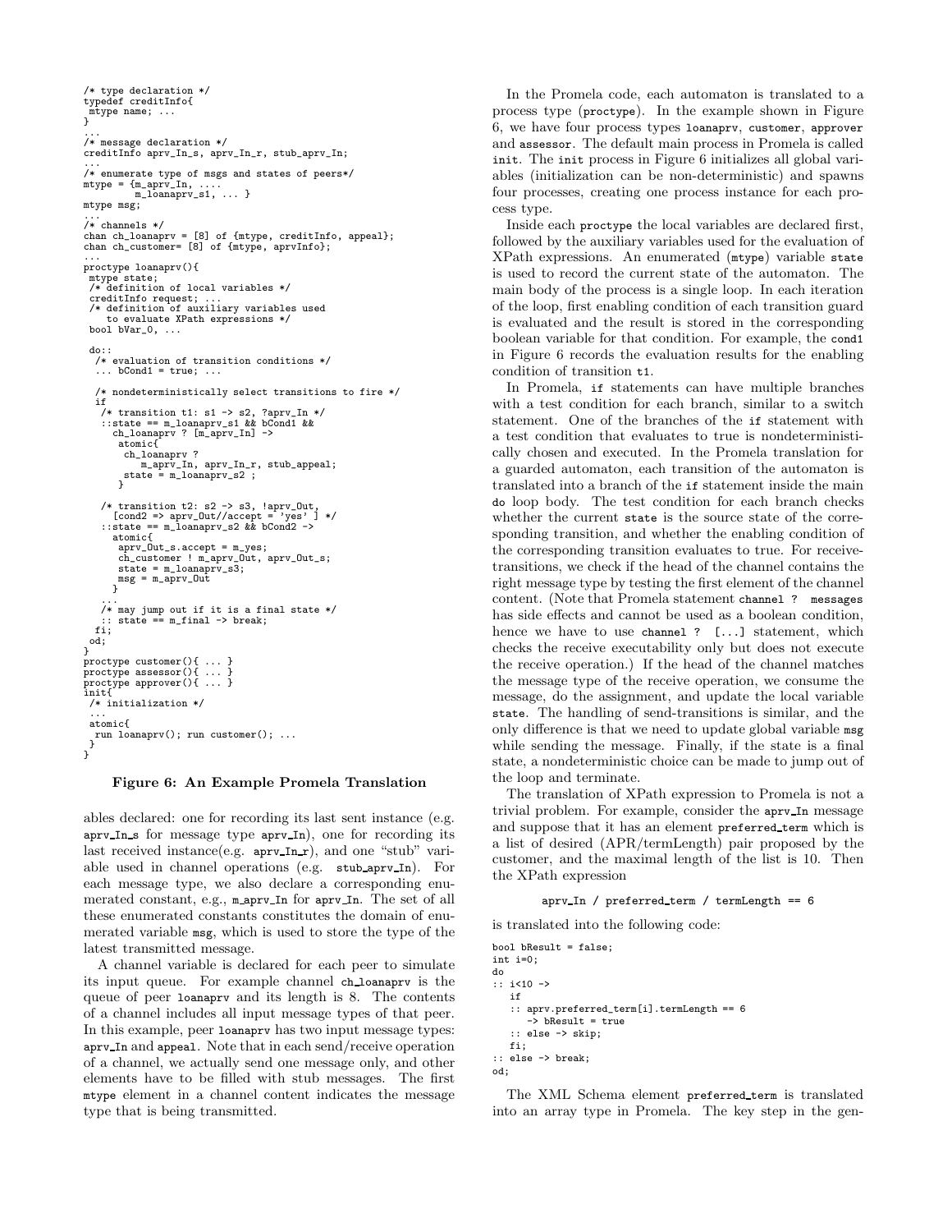```
/* type declaration */
typedef creditInfo{
 mtype name; ...
}
...
/* message declaration */
creditInfo aprv_In_s, aprv_In_r, stub_aprv_In;
...
/* enumerate type of msgs and states of peers*/
mtype = {m_aprv_In, ....
        m_loanaprv_s1, ... }
mtype msg;
...
/* channels */
chan ch_loanaprv = [8] of {mtype, creditInfo, appeal};
chan ch_customer= [8] of {mtype, aprvInfo};
...
proctype loanaprv(){
 mtype state;
 /* definition of local variables */
 creditInfo request; ...
 /* definition of auxiliary variables used
    to evaluate XPath expressions */
 bool bVar_0, ...

 do::
  /* evaluation of transition conditions */
  ... bCond1 = true; ...

  /* nondeterministically select transitions to fire */
  if
   /* transition t1: s1 -> s2, ?aprv_In */
   ::state == m_loanaprv_s1 && bCond1 &&
     ch_loanaprv ? [m_aprv_In] ->
      atomic{
       ch_loanaprv ?
          m_aprv_In, aprv_In_r, stub_appeal;
       state = m_loanaprv_s2 ;
      }

   /* transition t2: s2 -> s3, !aprv_Out,
     [cond2 => aprv_Out//accept = 'yes' ] */
   ::state == m_loanaprv_s2 && bCond2 ->
     atomic{
      aprv_Out_s.accept = m_yes;
      ch_customer ! m_aprv_Out, aprv_Out_s;
      state = m_loanaprv_s3;
      msg = m_aprv_Out
     }
   ...
   /* may jump out if it is a final state */
   :: state == m_final -> break;
  fi;
 od;
}
proctype customer(){ ... }
proctype assessor(){ ... }
proctype approver(){ ... }
init{
 /* initialization */
 ...
 atomic{
  run loanaprv(); run customer(); ...
 }
}
```

**Figure 6: An Example Promela Translation**

ables declared: one for recording its last sent instance (e.g. aprv_In_s for message type aprv_In), one for recording its last received instance(e.g. aprv_In_r), and one "stub" variable used in channel operations (e.g. stub_aprv_In). For each message type, we also declare a corresponding enumerated constant, e.g., m_aprv_In for aprv_In. The set of all these enumerated constants constitutes the domain of enumerated variable msg, which is used to store the type of the latest transmitted message.

A channel variable is declared for each peer to simulate its input queue. For example channel ch_loanaprv is the queue of peer loanaprv and its length is 8. The contents of a channel includes all input message types of that peer. In this example, peer loanaprv has two input message types: aprv_In and appeal. Note that in each send/receive operation of a channel, we actually send one message only, and other elements have to be filled with stub messages. The first mtype element in a channel content indicates the message type that is being transmitted.

In the Promela code, each automaton is translated to a process type (proctype). In the example shown in Figure 6, we have four process types loanaprv, customer, approver and assessor. The default main process in Promela is called init. The init process in Figure 6 initializes all global variables (initialization can be non-deterministic) and spawns four processes, creating one process instance for each process type.

Inside each proctype the local variables are declared first, followed by the auxiliary variables used for the evaluation of XPath expressions. An enumerated (mtype) variable state is used to record the current state of the automaton. The main body of the process is a single loop. In each iteration of the loop, first enabling condition of each transition guard is evaluated and the result is stored in the corresponding boolean variable for that condition. For example, the cond1 in Figure 6 records the evaluation results for the enabling condition of transition t1.

In Promela, if statements can have multiple branches with a test condition for each branch, similar to a switch statement. One of the branches of the if statement with a test condition that evaluates to true is nondeterministically chosen and executed. In the Promela translation for a guarded automaton, each transition of the automaton is translated into a branch of the if statement inside the main do loop body. The test condition for each branch checks whether the current state is the source state of the corresponding transition, and whether the enabling condition of the corresponding transition evaluates to true. For receive-transitions, we check if the head of the channel contains the right message type by testing the first element of the channel content. (Note that Promela statement channel ? messages has side effects and cannot be used as a boolean condition, hence we have to use channel ? [...] statement, which checks the receive executability only but does not execute the receive operation.) If the head of the channel matches the message type of the receive operation, we consume the message, do the assignment, and update the local variable state. The handling of send-transitions is similar, and the only difference is that we need to update global variable msg while sending the message. Finally, if the state is a final state, a nondeterministic choice can be made to jump out of the loop and terminate.

The translation of XPath expression to Promela is not a trivial problem. For example, consider the aprv_In message and suppose that it has an element preferred_term which is a list of desired (APR/termLength) pair proposed by the customer, and the maximal length of the list is 10. Then the XPath expression

```
aprv_In / preferred_term / termLength == 6
```

is translated into the following code:

```
bool bResult = false;
int i=0;
do
:: i<10 ->
   if
   :: aprv.preferred_term[i].termLength == 6
      -> bResult = true
   :: else -> skip;
   fi;
:: else -> break;
od;
```

The XML Schema element preferred_term is translated into an array type in Promela. The key step in the gen-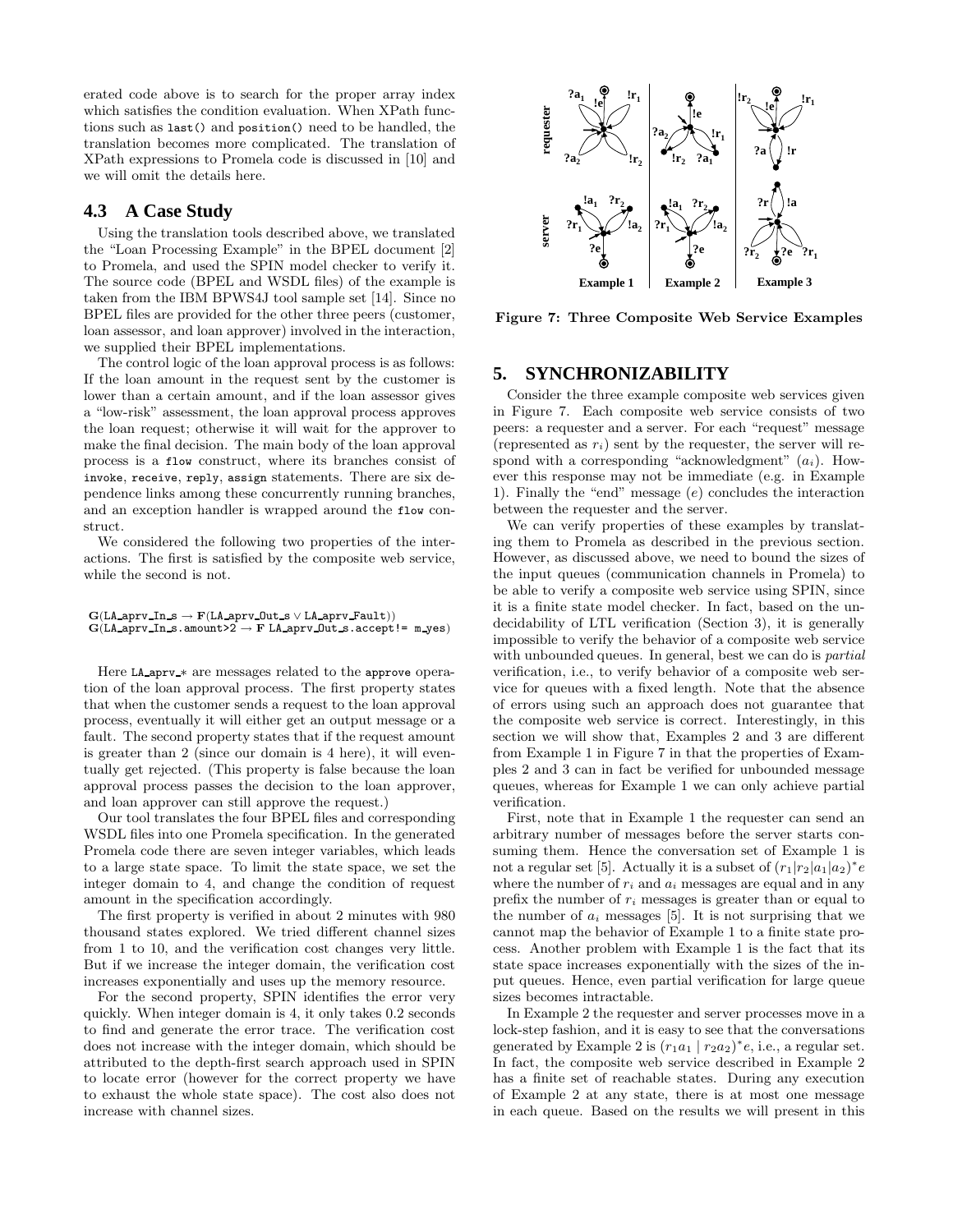erated code above is to search for the proper array index which satisfies the condition evaluation. When XPath functions such as `last()` and `position()` need to be handled, the translation becomes more complicated. The translation of XPath expressions to Promela code is discussed in [10] and we will omit the details here.

## 4.3 A Case Study

Using the translation tools described above, we translated the "Loan Processing Example" in the BPEL document [2] to Promela, and used the SPIN model checker to verify it. The source code (BPEL and WSDL files) of the example is taken from the IBM BPWS4J tool sample set [14]. Since no BPEL files are provided for the other three peers (customer, loan assessor, and loan approver) involved in the interaction, we supplied their BPEL implementations.

The control logic of the loan approval process is as follows: If the loan amount in the request sent by the customer is lower than a certain amount, and if the loan assessor gives a "low-risk" assessment, the loan approval process approves the loan request; otherwise it will wait for the approver to make the final decision. The main body of the loan approval process is a `flow` construct, where its branches consist of `invoke`, `receive`, `reply`, `assign` statements. There are six dependence links among these concurrently running branches, and an exception handler is wrapped around the `flow` construct.

We considered the following two properties of the interactions. The first is satisfied by the composite web service, while the second is not.

$$\mathbf{G}(\text{LA\_aprv\_In\_s} \rightarrow \mathbf{F}(\text{LA\_aprv\_Out\_s} \vee \text{LA\_aprv\_Fault}))$$
$$\mathbf{G}(\text{LA\_aprv\_In\_s.amount>2} \rightarrow \mathbf{F}\ \text{LA\_aprv\_Out\_s.accept!= m\_yes})$$

Here LA_aprv_* are messages related to the `approve` operation of the loan approval process. The first property states that when the customer sends a request to the loan approval process, eventually it will either get an output message or a fault. The second property states that if the request amount is greater than 2 (since our domain is 4 here), it will eventually get rejected. (This property is false because the loan approval process passes the decision to the loan approver, and loan approver can still approve the request.)

Our tool translates the four BPEL files and corresponding WSDL files into one Promela specification. In the generated Promela code there are seven integer variables, which leads to a large state space. To limit the state space, we set the integer domain to 4, and change the condition of request amount in the specification accordingly.

The first property is verified in about 2 minutes with 980 thousand states explored. We tried different channel sizes from 1 to 10, and the verification cost changes very little. But if we increase the integer domain, the verification cost increases exponentially and uses up the memory resource.

For the second property, SPIN identifies the error very quickly. When integer domain is 4, it only takes 0.2 seconds to find and generate the error trace. The verification cost does not increase with the integer domain, which should be attributed to the depth-first search approach used in SPIN to locate error (however for the correct property we have to exhaust the whole state space). The cost also does not increase with channel sizes.

Figure 7: Three Composite Web Service Examples

# 5. SYNCHRONIZABILITY

Consider the three example composite web services given in Figure 7. Each composite web service consists of two peers: a requester and a server. For each "request" message (represented as $r_i$) sent by the requester, the server will respond with a corresponding "acknowledgment" ($a_i$). However this response may not be immediate (e.g. in Example 1). Finally the "end" message ($e$) concludes the interaction between the requester and the server.

We can verify properties of these examples by translating them to Promela as described in the previous section. However, as discussed above, we need to bound the sizes of the input queues (communication channels in Promela) to be able to verify a composite web service using SPIN, since it is a finite state model checker. In fact, based on the undecidability of LTL verification (Section 3), it is generally impossible to verify the behavior of a composite web service with unbounded queues. In general, best we can do is *partial* verification, i.e., to verify behavior of a composite web service for queues with a fixed length. Note that the absence of errors using such an approach does not guarantee that the composite web service is correct. Interestingly, in this section we will show that, Examples 2 and 3 are different from Example 1 in Figure 7 in that the properties of Examples 2 and 3 can in fact be verified for unbounded message queues, whereas for Example 1 we can only achieve partial verification.

First, note that in Example 1 the requester can send an arbitrary number of messages before the server starts consuming them. Hence the conversation set of Example 1 is not a regular set [5]. Actually it is a subset of $(r_1|r_2|a_1|a_2)^*e$ where the number of $r_i$ and $a_i$ messages are equal and in any prefix the number of $r_i$ messages is greater than or equal to the number of $a_i$ messages [5]. It is not surprising that we cannot map the behavior of Example 1 to a finite state process. Another problem with Example 1 is the fact that its state space increases exponentially with the sizes of the input queues. Hence, even partial verification for large queue sizes becomes intractable.

In Example 2 the requester and server processes move in a lock-step fashion, and it is easy to see that the conversations generated by Example 2 is $(r_1a_1 \mid r_2a_2)^*e$, i.e., a regular set. In fact, the composite web service described in Example 2 has a finite set of reachable states. During any execution of Example 2 at any state, there is at most one message in each queue. Based on the results we will present in this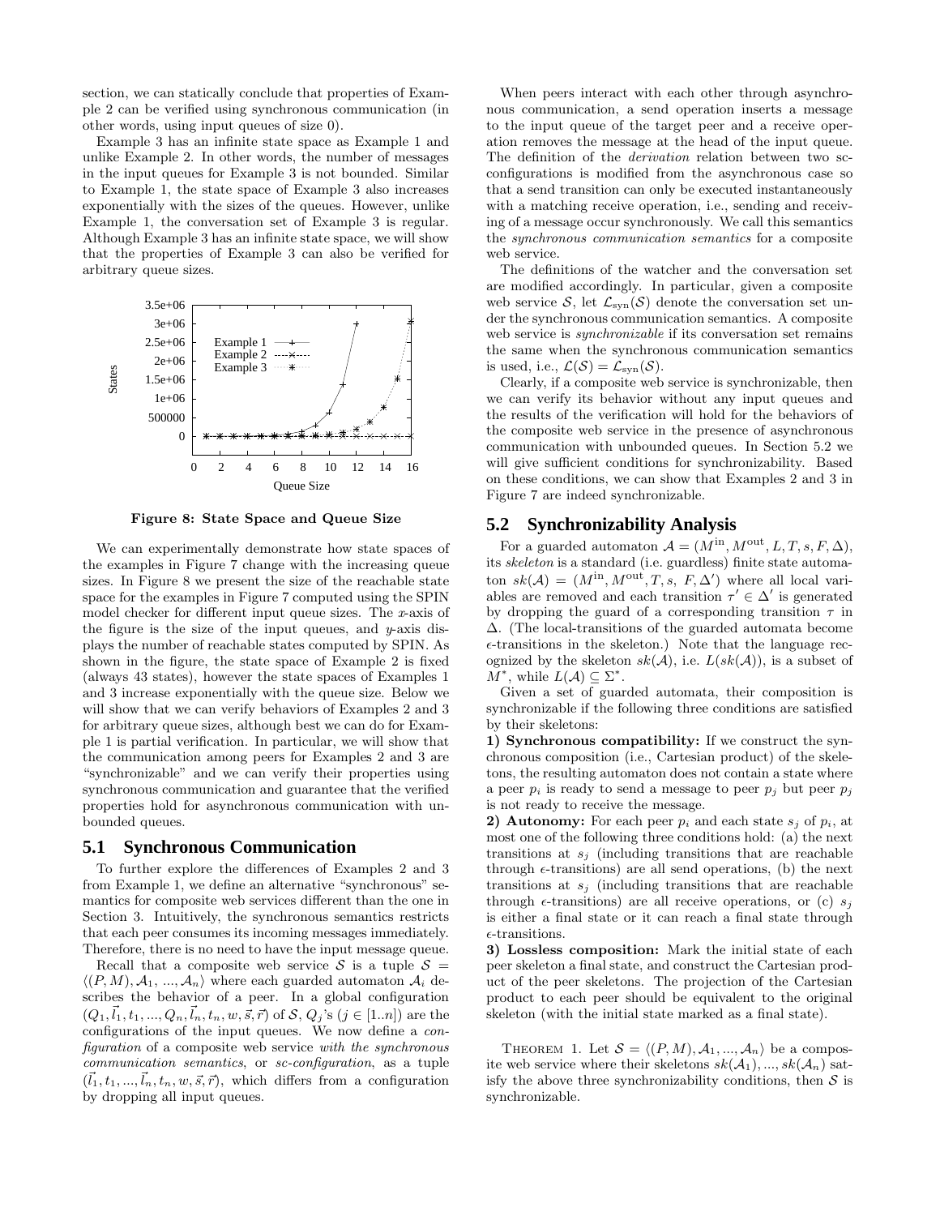section, we can statically conclude that properties of Example 2 can be verified using synchronous communication (in other words, using input queues of size 0).

Example 3 has an infinite state space as Example 1 and unlike Example 2. In other words, the number of messages in the input queues for Example 3 is not bounded. Similar to Example 1, the state space of Example 3 also increases exponentially with the sizes of the queues. However, unlike Example 1, the conversation set of Example 3 is regular. Although Example 3 has an infinite state space, we will show that the properties of Example 3 can also be verified for arbitrary queue sizes.

**Figure 8: State Space and Queue Size**

We can experimentally demonstrate how state spaces of the examples in Figure 7 change with the increasing queue sizes. In Figure 8 we present the size of the reachable state space for the examples in Figure 7 computed using the SPIN model checker for different input queue sizes. The $x$-axis of the figure is the size of the input queues, and $y$-axis displays the number of reachable states computed by SPIN. As shown in the figure, the state space of Example 2 is fixed (always 43 states), however the state spaces of Examples 1 and 3 increase exponentially with the queue size. Below we will show that we can verify behaviors of Examples 2 and 3 for arbitrary queue sizes, although best we can do for Example 1 is partial verification. In particular, we will show that the communication among peers for Examples 2 and 3 are "synchronizable" and we can verify their properties using synchronous communication and guarantee that the verified properties hold for asynchronous communication with unbounded queues.

## 5.1 Synchronous Communication

To further explore the differences of Examples 2 and 3 from Example 1, we define an alternative "synchronous" semantics for composite web services different than the one in Section 3. Intuitively, the synchronous semantics restricts that each peer consumes its incoming messages immediately. Therefore, there is no need to have the input message queue.

Recall that a composite web service $\mathcal{S}$ is a tuple $\mathcal{S} = \langle (P, M), \mathcal{A}_1, ..., \mathcal{A}_n \rangle$ where each guarded automaton $\mathcal{A}_i$ describes the behavior of a peer. In a global configuration $(Q_1, \vec{l}_1, t_1, ..., Q_n, \vec{l}_n, t_n, w, \vec{s}, \vec{r})$ of $\mathcal{S}$, $Q_j$'s ($j \in [1..n]$) are the configurations of the input queues. We now define a *configuration* of a composite web service *with the synchronous communication semantics*, or *sc-configuration*, as a tuple $(\vec{l}_1, t_1, ..., \vec{l}_n, t_n, w, \vec{s}, \vec{r})$, which differs from a configuration by dropping all input queues.

When peers interact with each other through asynchronous communication, a send operation inserts a message to the input queue of the target peer and a receive operation removes the message at the head of the input queue. The definition of the *derivation* relation between two sc-configurations is modified from the asynchronous case so that a send transition can only be executed instantaneously with a matching receive operation, i.e., sending and receiving of a message occur synchronously. We call this semantics the *synchronous communication semantics* for a composite web service.

The definitions of the watcher and the conversation set are modified accordingly. In particular, given a composite web service $\mathcal{S}$, let $\mathcal{L}_{\rm syn}(\mathcal{S})$ denote the conversation set under the synchronous communication semantics. A composite web service is *synchronizable* if its conversation set remains the same when the synchronous communication semantics is used, i.e., $\mathcal{L}(\mathcal{S}) = \mathcal{L}_{\rm syn}(\mathcal{S})$.

Clearly, if a composite web service is synchronizable, then we can verify its behavior without any input queues and the results of the verification will hold for the behaviors of the composite web service in the presence of asynchronous communication with unbounded queues. In Section 5.2 we will give sufficient conditions for synchronizability. Based on these conditions, we can show that Examples 2 and 3 in Figure 7 are indeed synchronizable.

## 5.2 Synchronizability Analysis

For a guarded automaton $\mathcal{A} = (M^{\rm in}, M^{\rm out}, L, T, s, F, \Delta)$, its *skeleton* is a standard (i.e. guardless) finite state automaton $sk(\mathcal{A}) = (M^{\rm in}, M^{\rm out}, T, s, F, \Delta')$ where all local variables are removed and each transition $\tau' \in \Delta'$ is generated by dropping the guard of a corresponding transition $\tau$ in $\Delta$. (The local-transitions of the guarded automata become $\epsilon$-transitions in the skeleton.) Note that the language recognized by the skeleton $sk(\mathcal{A})$, i.e. $L(sk(\mathcal{A}))$, is a subset of $M^*$, while $L(\mathcal{A}) \subseteq \Sigma^*$.

Given a set of guarded automata, their composition is synchronizable if the following three conditions are satisfied by their skeletons:

**1) Synchronous compatibility:** If we construct the synchronous composition (i.e., Cartesian product) of the skeletons, the resulting automaton does not contain a state where a peer $p_i$ is ready to send a message to peer $p_j$ but peer $p_j$ is not ready to receive the message.

**2) Autonomy:** For each peer $p_i$ and each state $s_j$ of $p_i$, at most one of the following three conditions hold: (a) the next transitions at $s_j$ (including transitions that are reachable through $\epsilon$-transitions) are all send operations, (b) the next transitions at $s_j$ (including transitions that are reachable through $\epsilon$-transitions) are all receive operations, or (c) $s_j$ is either a final state or it can reach a final state through $\epsilon$-transitions.

**3) Lossless composition:** Mark the initial state of each peer skeleton a final state, and construct the Cartesian product of the peer skeletons. The projection of the Cartesian product to each peer should be equivalent to the original skeleton (with the initial state marked as a final state).

THEOREM 1. Let $\mathcal{S} = \langle (P, M), \mathcal{A}_1, ..., \mathcal{A}_n \rangle$ be a composite web service where their skeletons $sk(\mathcal{A}_1), ..., sk(\mathcal{A}_n)$ satisfy the above three synchronizability conditions, then $\mathcal{S}$ is synchronizable.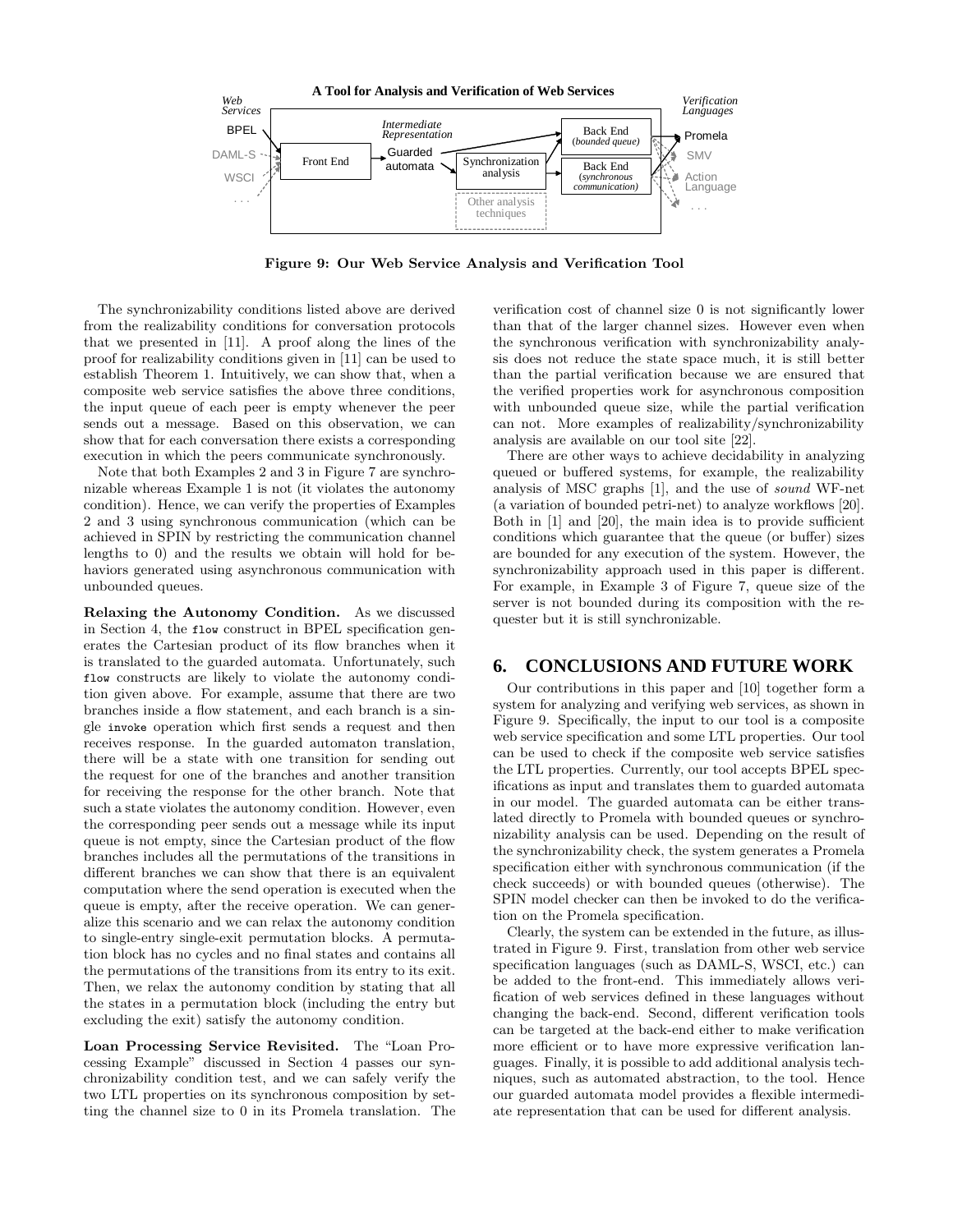**Figure 9: Our Web Service Analysis and Verification Tool**

The synchronizability conditions listed above are derived from the realizability conditions for conversation protocols that we presented in [11]. A proof along the lines of the proof for realizability conditions given in [11] can be used to establish Theorem 1. Intuitively, we can show that, when a composite web service satisfies the above three conditions, the input queue of each peer is empty whenever the peer sends out a message. Based on this observation, we can show that for each conversation there exists a corresponding execution in which the peers communicate synchronously.

Note that both Examples 2 and 3 in Figure 7 are synchronizable whereas Example 1 is not (it violates the autonomy condition). Hence, we can verify the properties of Examples 2 and 3 using synchronous communication (which can be achieved in SPIN by restricting the communication channel lengths to 0) and the results we obtain will hold for behaviors generated using asynchronous communication with unbounded queues.

**Relaxing the Autonomy Condition.** As we discussed in Section 4, the `flow` construct in BPEL specification generates the Cartesian product of its flow branches when it is translated to the guarded automata. Unfortunately, such `flow` constructs are likely to violate the autonomy condition given above. For example, assume that there are two branches inside a flow statement, and each branch is a single `invoke` operation which first sends a request and then receives response. In the guarded automaton translation, there will be a state with one transition for sending out the request for one of the branches and another transition for receiving the response for the other branch. Note that such a state violates the autonomy condition. However, even the corresponding peer sends out a message while its input queue is not empty, since the Cartesian product of the flow branches includes all the permutations of the transitions in different branches we can show that there is an equivalent computation where the send operation is executed when the queue is empty, after the receive operation. We can generalize this scenario and we can relax the autonomy condition to single-entry single-exit permutation blocks. A permutation block has no cycles and no final states and contains all the permutations of the transitions from its entry to its exit. Then, we relax the autonomy condition by stating that all the states in a permutation block (including the entry but excluding the exit) satisfy the autonomy condition.

**Loan Processing Service Revisited.** The "Loan Processing Example" discussed in Section 4 passes our synchronizability condition test, and we can safely verify the two LTL properties on its synchronous composition by setting the channel size to 0 in its Promela translation. The verification cost of channel size 0 is not significantly lower than that of the larger channel sizes. However even when the synchronous verification with synchronizability analysis does not reduce the state space much, it is still better than the partial verification because we are ensured that the verified properties work for asynchronous composition with unbounded queue size, while the partial verification can not. More examples of realizability/synchronizability analysis are available on our tool site [22].

There are other ways to achieve decidability in analyzing queued or buffered systems, for example, the realizability analysis of MSC graphs [1], and the use of *sound* WF-net (a variation of bounded petri-net) to analyze workflows [20]. Both in [1] and [20], the main idea is to provide sufficient conditions which guarantee that the queue (or buffer) sizes are bounded for any execution of the system. However, the synchronizability approach used in this paper is different. For example, in Example 3 of Figure 7, queue size of the server is not bounded during its composition with the requester but it is still synchronizable.

## 6. CONCLUSIONS AND FUTURE WORK

Our contributions in this paper and [10] together form a system for analyzing and verifying web services, as shown in Figure 9. Specifically, the input to our tool is a composite web service specification and some LTL properties. Our tool can be used to check if the composite web service satisfies the LTL properties. Currently, our tool accepts BPEL specifications as input and translates them to guarded automata in our model. The guarded automata can be either translated directly to Promela with bounded queues or synchronizability analysis can be used. Depending on the result of the synchronizability check, the system generates a Promela specification either with synchronous communication (if the check succeeds) or with bounded queues (otherwise). The SPIN model checker can then be invoked to do the verification on the Promela specification.

Clearly, the system can be extended in the future, as illustrated in Figure 9. First, translation from other web service specification languages (such as DAML-S, WSCI, etc.) can be added to the front-end. This immediately allows verification of web services defined in these languages without changing the back-end. Second, different verification tools can be targeted at the back-end either to make verification more efficient or to have more expressive verification languages. Finally, it is possible to add additional analysis techniques, such as automated abstraction, to the tool. Hence our guarded automata model provides a flexible intermediate representation that can be used for different analysis.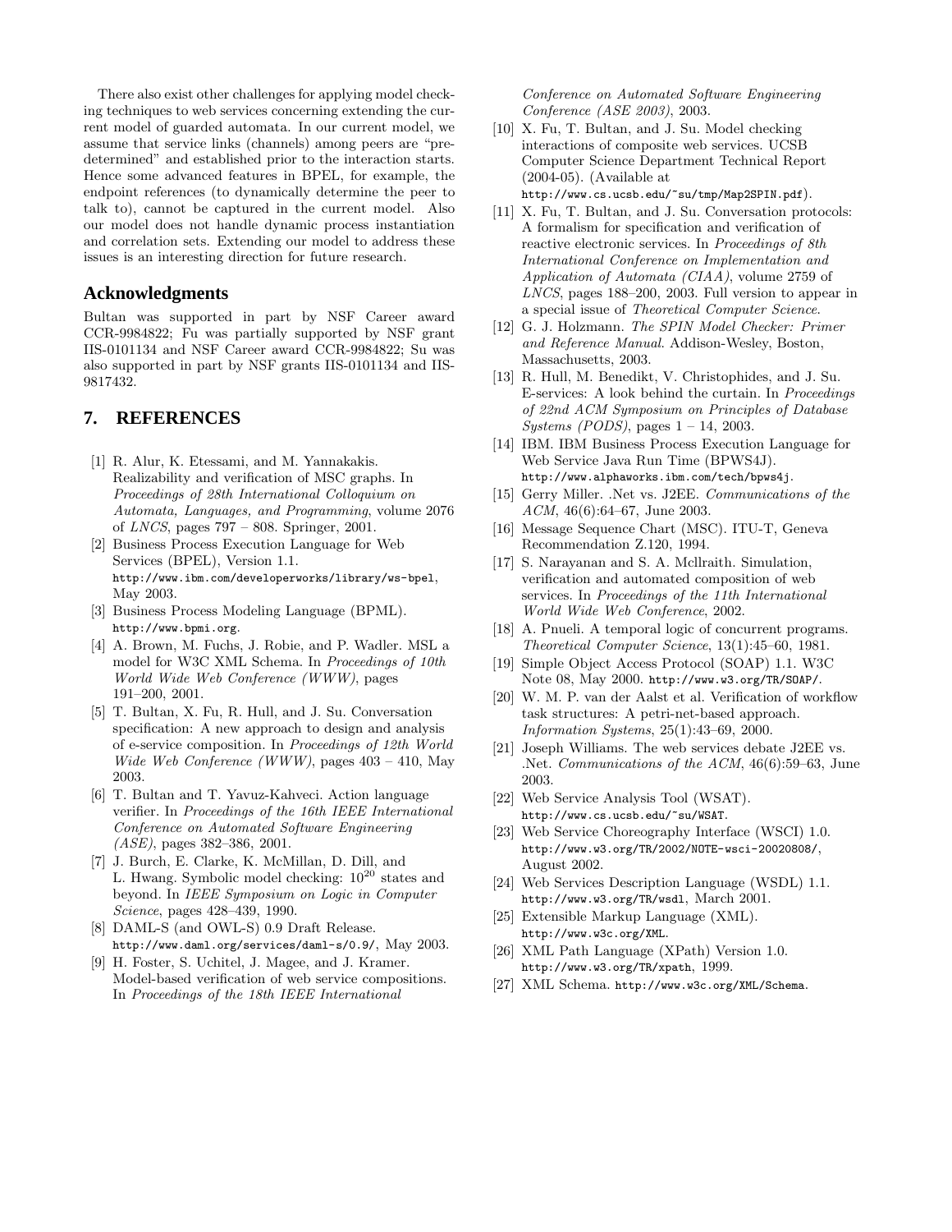There also exist other challenges for applying model checking techniques to web services concerning extending the current model of guarded automata. In our current model, we assume that service links (channels) among peers are "predetermined" and established prior to the interaction starts. Hence some advanced features in BPEL, for example, the endpoint references (to dynamically determine the peer to talk to), cannot be captured in the current model. Also our model does not handle dynamic process instantiation and correlation sets. Extending our model to address these issues is an interesting direction for future research.

## Acknowledgments

Bultan was supported in part by NSF Career award CCR-9984822; Fu was partially supported by NSF grant IIS-0101134 and NSF Career award CCR-9984822; Su was also supported in part by NSF grants IIS-0101134 and IIS-9817432.

## 7. REFERENCES

[1] R. Alur, K. Etessami, and M. Yannakakis. Realizability and verification of MSC graphs. In *Proceedings of 28th International Colloquium on Automata, Languages, and Programming*, volume 2076 of *LNCS*, pages 797 – 808. Springer, 2001.

[2] Business Process Execution Language for Web Services (BPEL), Version 1.1. http://www.ibm.com/developerworks/library/ws-bpel, May 2003.

[3] Business Process Modeling Language (BPML). http://www.bpmi.org.

[4] A. Brown, M. Fuchs, J. Robie, and P. Wadler. MSL a model for W3C XML Schema. In *Proceedings of 10th World Wide Web Conference (WWW)*, pages 191–200, 2001.

[5] T. Bultan, X. Fu, R. Hull, and J. Su. Conversation specification: A new approach to design and analysis of e-service composition. In *Proceedings of 12th World Wide Web Conference (WWW)*, pages 403 – 410, May 2003.

[6] T. Bultan and T. Yavuz-Kahveci. Action language verifier. In *Proceedings of the 16th IEEE International Conference on Automated Software Engineering (ASE)*, pages 382–386, 2001.

[7] J. Burch, E. Clarke, K. McMillan, D. Dill, and L. Hwang. Symbolic model checking: $10^{20}$ states and beyond. In *IEEE Symposium on Logic in Computer Science*, pages 428–439, 1990.

[8] DAML-S (and OWL-S) 0.9 Draft Release. http://www.daml.org/services/daml-s/0.9/, May 2003.

[9] H. Foster, S. Uchitel, J. Magee, and J. Kramer. Model-based verification of web service compositions. In *Proceedings of the 18th IEEE International Conference on Automated Software Engineering Conference (ASE 2003)*, 2003.

[10] X. Fu, T. Bultan, and J. Su. Model checking interactions of composite web services. UCSB Computer Science Department Technical Report (2004-05). (Available at http://www.cs.ucsb.edu/~su/tmp/Map2SPIN.pdf).

[11] X. Fu, T. Bultan, and J. Su. Conversation protocols: A formalism for specification and verification of reactive electronic services. In *Proceedings of 8th International Conference on Implementation and Application of Automata (CIAA)*, volume 2759 of *LNCS*, pages 188–200, 2003. Full version to appear in a special issue of *Theoretical Computer Science*.

[12] G. J. Holzmann. *The SPIN Model Checker: Primer and Reference Manual*. Addison-Wesley, Boston, Massachusetts, 2003.

[13] R. Hull, M. Benedikt, V. Christophides, and J. Su. E-services: A look behind the curtain. In *Proceedings of 22nd ACM Symposium on Principles of Database Systems (PODS)*, pages 1 – 14, 2003.

[14] IBM. IBM Business Process Execution Language for Web Service Java Run Time (BPWS4J). http://www.alphaworks.ibm.com/tech/bpws4j.

[15] Gerry Miller. .Net vs. J2EE. *Communications of the ACM*, 46(6):64–67, June 2003.

[16] Message Sequence Chart (MSC). ITU-T, Geneva Recommendation Z.120, 1994.

[17] S. Narayanan and S. A. Mcllraith. Simulation, verification and automated composition of web services. In *Proceedings of the 11th International World Wide Web Conference*, 2002.

[18] A. Pnueli. A temporal logic of concurrent programs. *Theoretical Computer Science*, 13(1):45–60, 1981.

[19] Simple Object Access Protocol (SOAP) 1.1. W3C Note 08, May 2000. http://www.w3.org/TR/SOAP/.

[20] W. M. P. van der Aalst et al. Verification of workflow task structures: A petri-net-based approach. *Information Systems*, 25(1):43–69, 2000.

[21] Joseph Williams. The web services debate J2EE vs. .Net. *Communications of the ACM*, 46(6):59–63, June 2003.

[22] Web Service Analysis Tool (WSAT). http://www.cs.ucsb.edu/~su/WSAT.

[23] Web Service Choreography Interface (WSCI) 1.0. http://www.w3.org/TR/2002/NOTE-wsci-20020808/, August 2002.

[24] Web Services Description Language (WSDL) 1.1. http://www.w3.org/TR/wsdl, March 2001.

[25] Extensible Markup Language (XML). http://www.w3c.org/XML.

[26] XML Path Language (XPath) Version 1.0. http://www.w3.org/TR/xpath, 1999.

[27] XML Schema. http://www.w3c.org/XML/Schema.